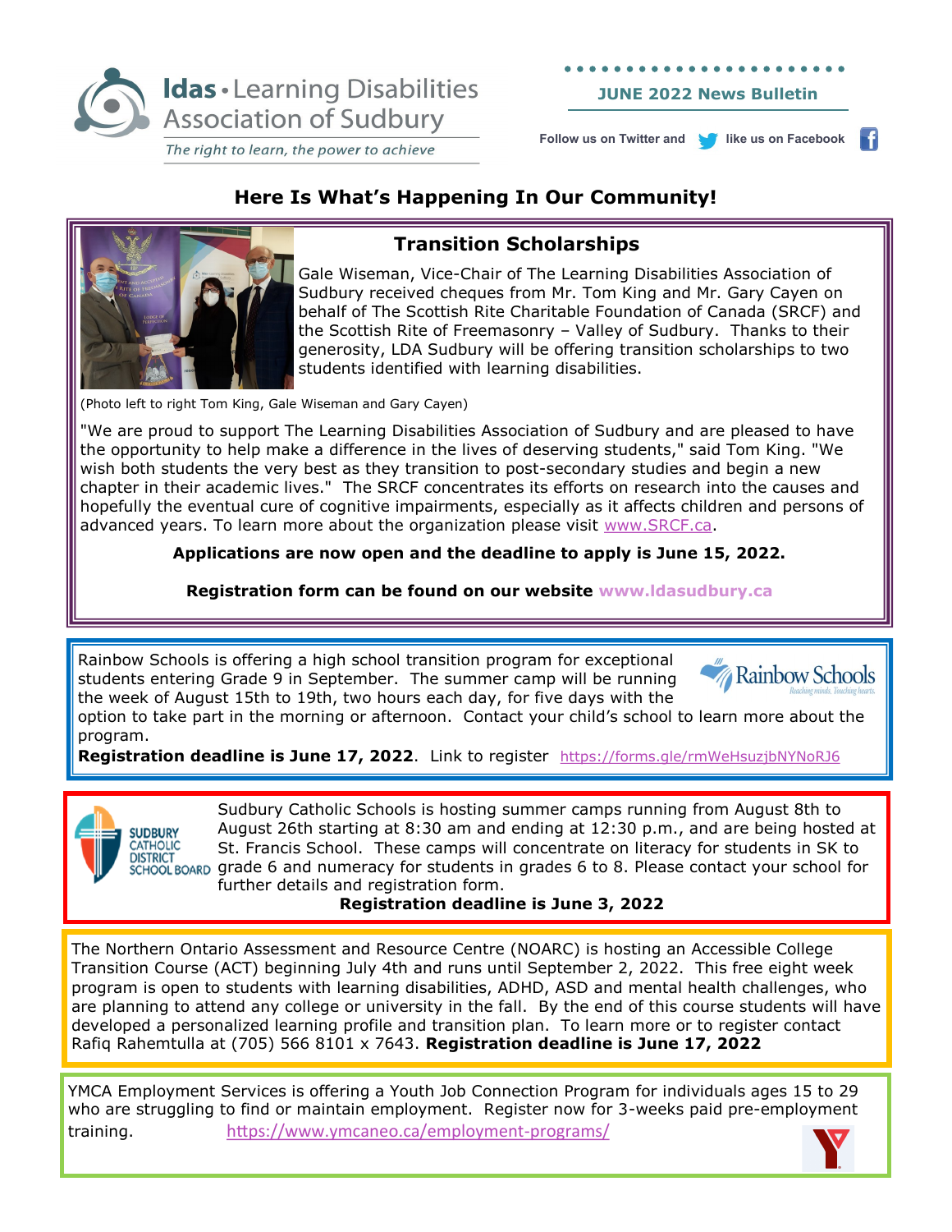**ldas • Learning Disabilities Association of Sudbury**

*The right to learn, the power to achieve*

**JUNE 2022 News Bulletin**

Follow us on Twitter and like us on Facebook

## Here Is What's Happening In Our Community!

### Transition Scholarships

Gale Wiseman, Vice-Chair of The Learning Disabilities Association of Sudbury received cheques from Mr. Tom King and Mr. Gary Cayen on behalf of The Scottish Rite Charitable Foundation of Canada (SRCF) and the Scottish Rite of Freemasonry – Valley of Sudbury. Thanks to their generosity, LDA Sudbury will be offering transition scholarships to two students identified with learning disabilities.

(Photo left to right Tom King, Gale Wiseman and Gary Cayen)

"We are proud to support The Learning Disabilities Association of Sudbury and are pleased to have the opportunity to help make a difference in the lives of deserving students," said Tom King. "We wish both students the very best as they transition to post-secondary studies and begin a new chapter in their academic lives." The SRCF concentrates its efforts on research into the causes and hopefully the eventual cure of cognitive impairments, especially as it affects children and persons of advanced years. To learn more about the organization please visit www.SRCF.ca.

**Applications are now open and the deadline to apply is June 15, 2022.**

**Registration form can be found on our website www.ldasudbury.ca**

---

Rainbow Schools is offering a high school transition program for exceptional students entering Grade 9 in September. The summer camp will be running the week of August 15th to 19th, two hours each day, for five days with the option to take part in the morning or afternoon. Contact your child's school to learn more about the program.

**Registration deadline is June 17, 2022**. Link to register https://forms.gle/rmWeHsuzjbNYNoRJ6

---

Sudbury Catholic Schools is hosting summer camps running from August 8th to August 26th starting at 8:30 am and ending at 12:30 p.m., and are being hosted at St. Francis School. These camps will concentrate on literacy for students in SK to grade 6 and numeracy for students in grades 6 to 8. Please contact your school for further details and registration form.

**Registration deadline is June 3, 2022**

---

The Northern Ontario Assessment and Resource Centre (NOARC) is hosting an Accessible College Transition Course (ACT) beginning July 4th and runs until September 2, 2022. This free eight week program is open to students with learning disabilities, ADHD, ASD and mental health challenges, who are planning to attend any college or university in the fall. By the end of this course students will have developed a personalized learning profile and transition plan. To learn more or to register contact Rafiq Rahemtulla at (705) 566 8101 x 7643. **Registration deadline is June 17, 2022**

---

YMCA Employment Services is offering a Youth Job Connection Program for individuals ages 15 to 29 who are struggling to find or maintain employment. Register now for 3-weeks paid pre-employment training. https://www.ymcaneo.ca/employment-programs/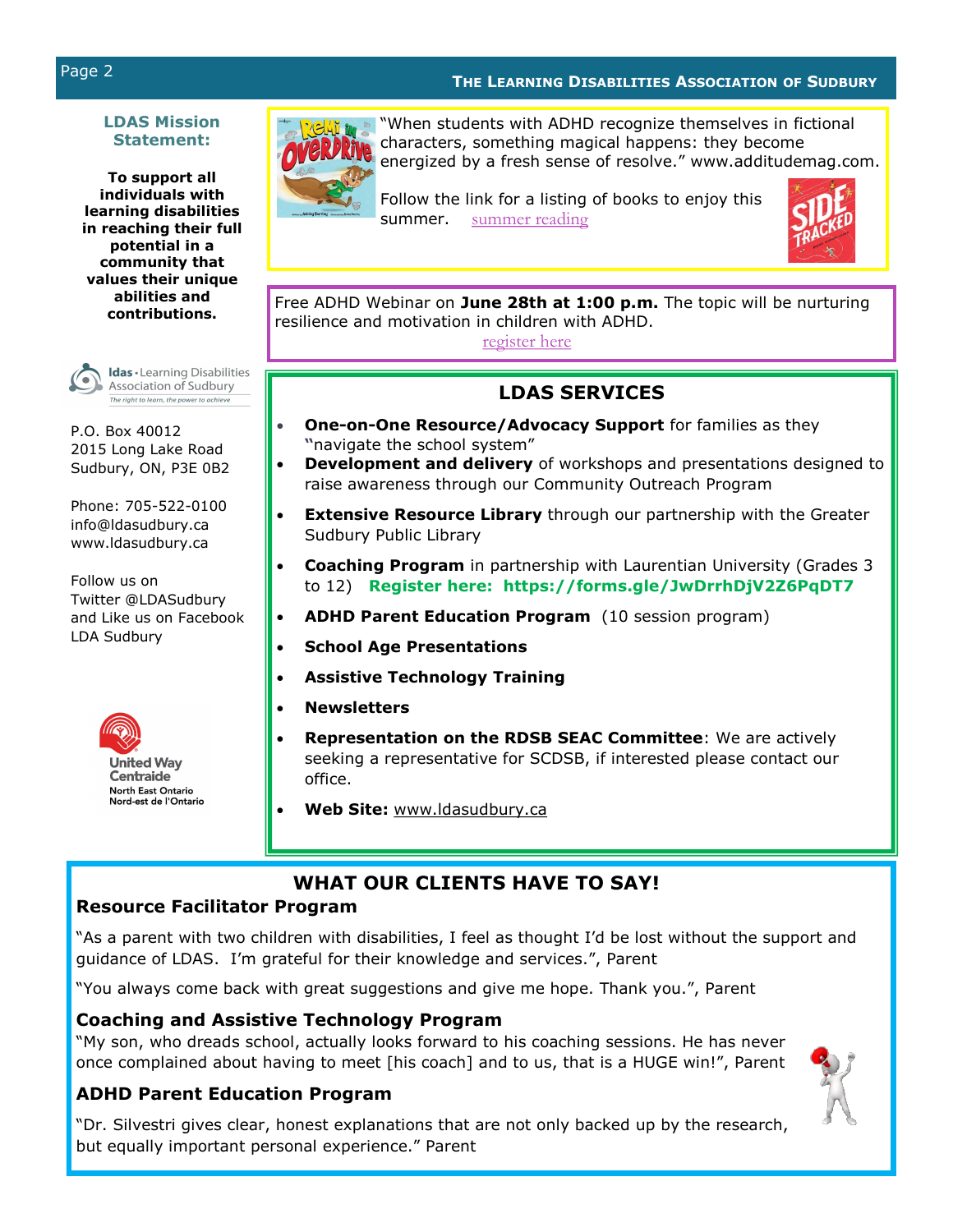**LDAS Mission Statement:**

**To support all individuals with learning disabilities in reaching their full potential in a community that values their unique abilities and contributions.**

ldas • Learning Disabilities Association of Sudbury

*The right to learn, the power to achieve*

P.O. Box 40012
2015 Long Lake Road
Sudbury, ON, P3E 0B2

Phone: 705-522-0100
info@ldasudbury.ca
www.ldasudbury.ca

Follow us on Twitter @LDASudbury and Like us on Facebook LDA Sudbury

United Way Centraide North East Ontario Nord-est de l'Ontario

"When students with ADHD recognize themselves in fictional characters, something magical happens: they become energized by a fresh sense of resolve." www.additudemag.com.

Follow the link for a listing of books to enjoy this summer. summer reading

Free ADHD Webinar on **June 28th at 1:00 p.m.** The topic will be nurturing resilience and motivation in children with ADHD.

register here

## LDAS SERVICES

- **One-on-One Resource/Advocacy Support** for families as they "navigate the school system"
- **Development and delivery** of workshops and presentations designed to raise awareness through our Community Outreach Program
- **Extensive Resource Library** through our partnership with the Greater Sudbury Public Library
- **Coaching Program** in partnership with Laurentian University (Grades 3 to 12) **Register here: https://forms.gle/JwDrrhDjV2Z6PqDT7**
- **ADHD Parent Education Program** (10 session program)
- **School Age Presentations**
- **Assistive Technology Training**
- **Newsletters**
- **Representation on the RDSB SEAC Committee**: We are actively seeking a representative for SCDSB, if interested please contact our office.
- **Web Site:** www.ldasudbury.ca

## WHAT OUR CLIENTS HAVE TO SAY!

### Resource Facilitator Program

"As a parent with two children with disabilities, I feel as thought I'd be lost without the support and guidance of LDAS. I'm grateful for their knowledge and services.", Parent

"You always come back with great suggestions and give me hope. Thank you.", Parent

### Coaching and Assistive Technology Program

"My son, who dreads school, actually looks forward to his coaching sessions. He has never once complained about having to meet [his coach] and to us, that is a HUGE win!", Parent

### ADHD Parent Education Program

"Dr. Silvestri gives clear, honest explanations that are not only backed up by the research, but equally important personal experience." Parent